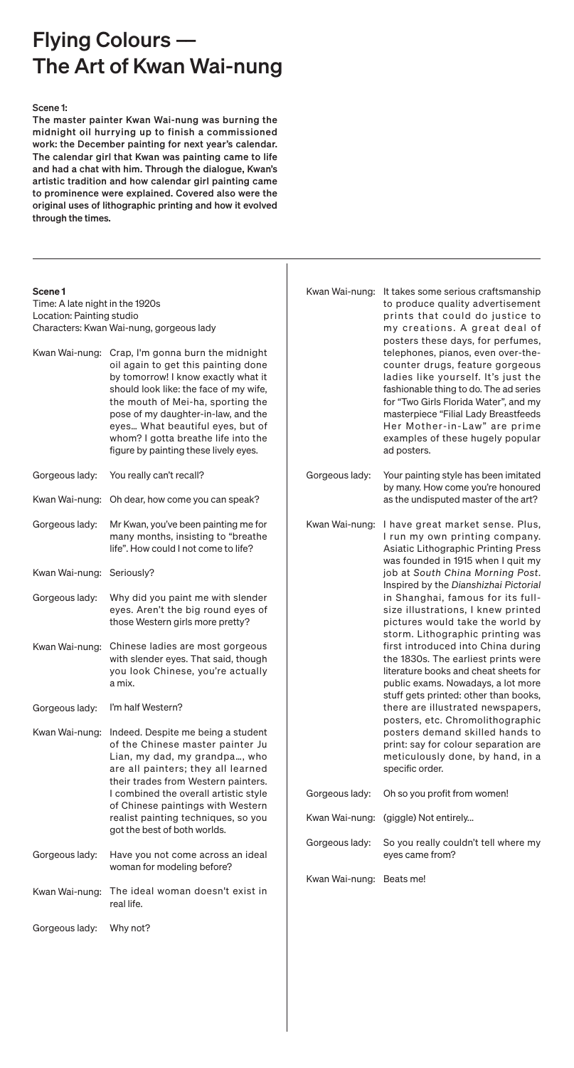# Flying Colours — The Art of Kwan Wai-nung

**Scene 1:**

**The master painter Kwan Wai-nung was burning the midnight oil hurrying up to finish a commissioned work: the December painting for next year's calendar. The calendar girl that Kwan was painting came to life and had a chat with him. Through the dialogue, Kwan's artistic tradition and how calendar girl painting came to prominence were explained. Covered also were the original uses of lithographic printing and how it evolved through the times.**

---

**Scene 1**

Time: A late night in the 1920s
Location: Painting studio
Characters: Kwan Wai-nung, gorgeous lady

| Speaker | Line |
| --- | --- |
| Kwan Wai-nung: | Crap, I'm gonna burn the midnight oil again to get this painting done by tomorrow! I know exactly what it should look like: the face of my wife, the mouth of Mei-ha, sporting the pose of my daughter-in-law, and the eyes… What beautiful eyes, but of whom? I gotta breathe life into the figure by painting these lively eyes. |
| Gorgeous lady: | You really can't recall? |
| Kwan Wai-nung: | Oh dear, how come you can speak? |
| Gorgeous lady: | Mr Kwan, you've been painting me for many months, insisting to "breathe life". How could I not come to life? |
| Kwan Wai-nung: | Seriously? |
| Gorgeous lady: | Why did you paint me with slender eyes. Aren't the big round eyes of those Western girls more pretty? |
| Kwan Wai-nung: | Chinese ladies are most gorgeous with slender eyes. That said, though you look Chinese, you're actually a mix. |
| Gorgeous lady: | I'm half Western? |
| Kwan Wai-nung: | Indeed. Despite me being a student of the Chinese master painter Ju Lian, my dad, my grandpa…, who are all painters; they all learned their trades from Western painters. I combined the overall artistic style of Chinese paintings with Western realist painting techniques, so you got the best of both worlds. |
| Gorgeous lady: | Have you not come across an ideal woman for modeling before? |
| Kwan Wai-nung: | The ideal woman doesn't exist in real life. |
| Gorgeous lady: | Why not? |
| Kwan Wai-nung: | It takes some serious craftsmanship to produce quality advertisement prints that could do justice to my creations. A great deal of posters these days, for perfumes, telephones, pianos, even over-the-counter drugs, feature gorgeous ladies like yourself. It's just the fashionable thing to do. The ad series for "Two Girls Florida Water", and my masterpiece "Filial Lady Breastfeeds Her Mother-in-Law" are prime examples of these hugely popular ad posters. |
| Gorgeous lady: | Your painting style has been imitated by many. How come you're honoured as the undisputed master of the art? |
| Kwan Wai-nung: | I have great market sense. Plus, I run my own printing company. Asiatic Lithographic Printing Press was founded in 1915 when I quit my job at *South China Morning Post*. Inspired by the *Dianshizhai Pictorial* in Shanghai, famous for its full-size illustrations, I knew printed pictures would take the world by storm. Lithographic printing was first introduced into China during the 1830s. The earliest prints were literature books and cheat sheets for public exams. Nowadays, a lot more stuff gets printed: other than books, there are illustrated newspapers, posters, etc. Chromolithographic posters demand skilled hands to print: say for colour separation are meticulously done, by hand, in a specific order. |
| Gorgeous lady: | Oh so you profit from women! |
| Kwan Wai-nung: | (giggle) Not entirely… |
| Gorgeous lady: | So you really couldn't tell where my eyes came from? |
| Kwan Wai-nung: | Beats me! |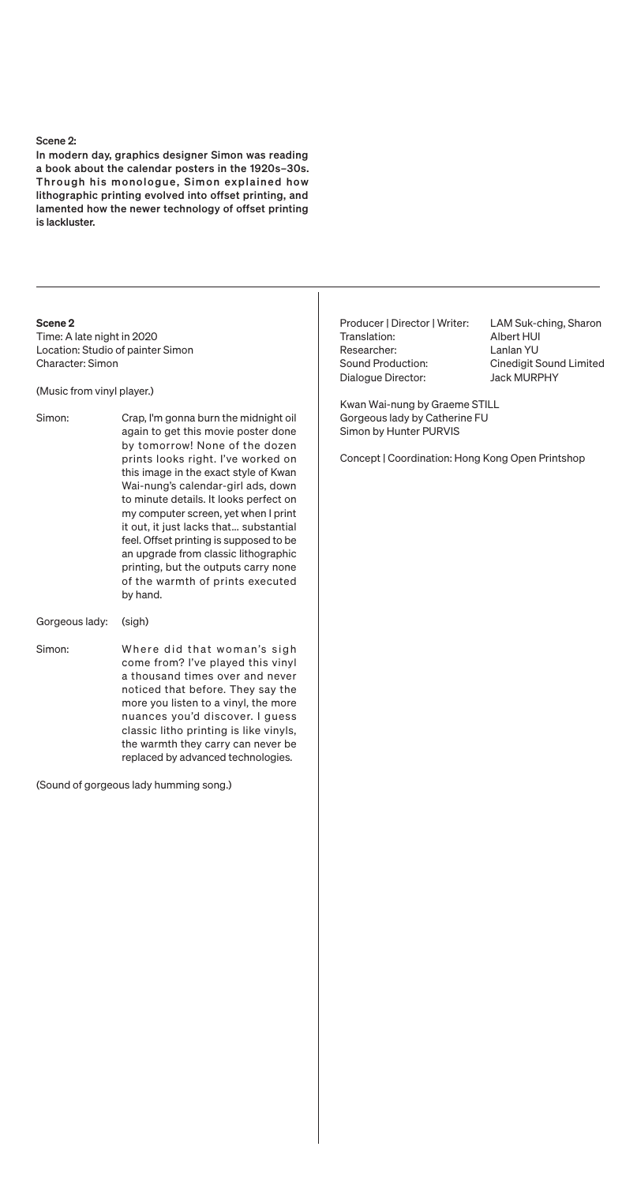**Scene 2:**
**In modern day, graphics designer Simon was reading a book about the calendar posters in the 1920s–30s. Through his monologue, Simon explained how lithographic printing evolved into offset printing, and lamented how the newer technology of offset printing is lackluster.**

---

**Scene 2**
Time: A late night in 2020
Location: Studio of painter Simon
Character: Simon

(Music from vinyl player.)

| | |
|---|---|
| Simon: | Crap, I'm gonna burn the midnight oil again to get this movie poster done by tomorrow! None of the dozen prints looks right. I've worked on this image in the exact style of Kwan Wai-nung's calendar-girl ads, down to minute details. It looks perfect on my computer screen, yet when I print it out, it just lacks that... substantial feel. Offset printing is supposed to be an upgrade from classic lithographic printing, but the outputs carry none of the warmth of prints executed by hand. |
| Gorgeous lady: | (sigh) |
| Simon: | Where did that woman's sigh come from? I've played this vinyl a thousand times over and never noticed that before. They say the more you listen to a vinyl, the more nuances you'd discover. I guess classic litho printing is like vinyls, the warmth they carry can never be replaced by advanced technologies. |

(Sound of gorgeous lady humming song.)

| | |
|---|---|
| Producer \| Director \| Writer: | LAM Suk-ching, Sharon |
| Translation: | Albert HUI |
| Researcher: | Lanlan YU |
| Sound Production: | Cinedigit Sound Limited |
| Dialogue Director: | Jack MURPHY |

Kwan Wai-nung by Graeme STILL
Gorgeous lady by Catherine FU
Simon by Hunter PURVIS

Concept | Coordination: Hong Kong Open Printshop